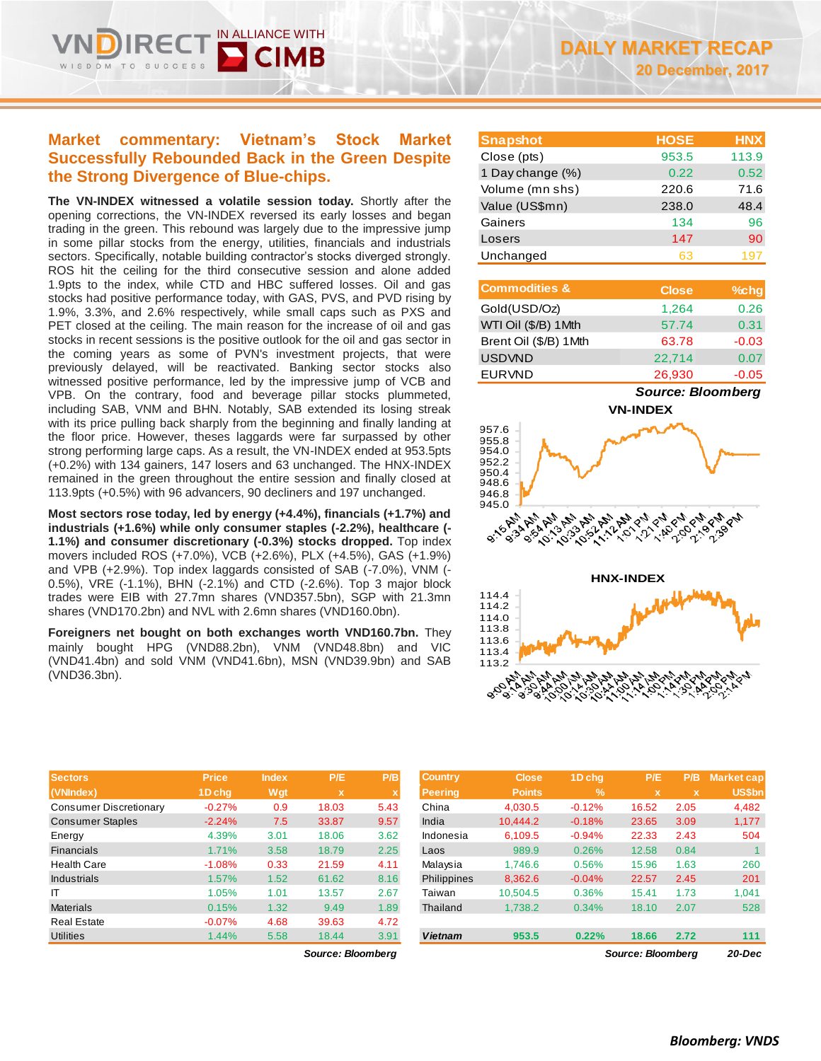# DAILY MARKET RECAP

**20 December, 2017**

## Market commentary: Vietnam's Stock Market Successfully Rebounded Back in the Green Despite the Strong Divergence of Blue-chips.

**The VN-INDEX witnessed a volatile session today.** Shortly after the opening corrections, the VN-INDEX reversed its early losses and began trading in the green. This rebound was largely due to the impressive jump in some pillar stocks from the energy, utilities, financials and industrials sectors. Specifically, notable building contractor's stocks diverged strongly. ROS hit the ceiling for the third consecutive session and alone added 1.9pts to the index, while CTD and HBC suffered losses. Oil and gas stocks had positive performance today, with GAS, PVS, and PVD rising by 1.9%, 3.3%, and 2.6% respectively, while small caps such as PXS and PET closed at the ceiling. The main reason for the increase of oil and gas stocks in recent sessions is the positive outlook for the oil and gas sector in the coming years as some of PVN's investment projects, that were previously delayed, will be reactivated. Banking sector stocks also witnessed positive performance, led by the impressive jump of VCB and VPB. On the contrary, food and beverage pillar stocks plummeted, including SAB, VNM and BHN. Notably, SAB extended its losing streak with its price pulling back sharply from the beginning and finally landing at the floor price. However, theses laggards were far surpassed by other strong performing large caps. As a result, the VN-INDEX ended at 953.5pts (+0.2%) with 134 gainers, 147 losers and 63 unchanged. The HNX-INDEX remained in the green throughout the entire session and finally closed at 113.9pts (+0.5%) with 96 advancers, 90 decliners and 197 unchanged.

**Most sectors rose today, led by energy (+4.4%), financials (+1.7%) and industrials (+1.6%) while only consumer staples (-2.2%), healthcare (-1.1%) and consumer discretionary (-0.3%) stocks dropped.** Top index movers included ROS (+7.0%), VCB (+2.6%), PLX (+4.5%), GAS (+1.9%) and VPB (+2.9%). Top index laggards consisted of SAB (-7.0%), VNM (-0.5%), VRE (-1.1%), BHN (-2.1%) and CTD (-2.6%). Top 3 major block trades were EIB with 27.7mn shares (VND357.5bn), SGP with 21.3mn shares (VND170.2bn) and NVL with 2.6mn shares (VND160.0bn).

**Foreigners net bought on both exchanges worth VND160.7bn.** They mainly bought HPG (VND88.2bn), VNM (VND48.8bn) and VIC (VND41.4bn) and sold VNM (VND41.6bn), MSN (VND39.9bn) and SAB (VND36.3bn).

| Snapshot | HOSE | HNX |
|---|---|---|
| Close (pts) | 953.5 | 113.9 |
| 1 Day change (%) | 0.22 | 0.52 |
| Volume (mn shs) | 220.6 | 71.6 |
| Value (US$mn) | 238.0 | 48.4 |
| Gainers | 134 | 96 |
| Losers | 147 | 90 |
| Unchanged | 63 | 197 |

| Commodities & | Close | %chg |
|---|---|---|
| Gold(USD/Oz) | 1,264 | 0.26 |
| WTI Oil ($/B) 1Mth | 57.74 | 0.31 |
| Brent Oil ($/B) 1Mth | 63.78 | -0.03 |
| USDVND | 22,714 | 0.07 |
| EURVND | 26,930 | -0.05 |

*Source: Bloomberg*

| Sectors (VNIndex) | Price 1D chg | Index Wgt | P/E x | P/B x |
|---|---|---|---|---|
| Consumer Discretionary | -0.27% | 0.9 | 18.03 | 5.43 |
| Consumer Staples | -2.24% | 7.5 | 33.87 | 9.57 |
| Energy | 4.39% | 3.01 | 18.06 | 3.62 |
| Financials | 1.71% | 3.58 | 18.79 | 2.25 |
| Health Care | -1.08% | 0.33 | 21.59 | 4.11 |
| Industrials | 1.57% | 1.52 | 61.62 | 8.16 |
| IT | 1.05% | 1.01 | 13.57 | 2.67 |
| Materials | 0.15% | 1.32 | 9.49 | 1.89 |
| Real Estate | -0.07% | 4.68 | 39.63 | 4.72 |
| Utilities | 1.44% | 5.58 | 18.44 | 3.91 |

*Source: Bloomberg*

| Country Peering | Close Points | 1D chg % | P/E x | P/B x | Market cap US$bn |
|---|---|---|---|---|---|
| China | 4,030.5 | -0.12% | 16.52 | 2.05 | 4,482 |
| India | 10,444.2 | -0.18% | 23.65 | 3.09 | 1,177 |
| Indonesia | 6,109.5 | -0.94% | 22.33 | 2.43 | 504 |
| Laos | 989.9 | 0.26% | 12.58 | 0.84 | 1 |
| Malaysia | 1,746.6 | 0.56% | 15.96 | 1.63 | 260 |
| Philippines | 8,362.6 | -0.04% | 22.57 | 2.45 | 201 |
| Taiwan | 10,504.5 | 0.36% | 15.41 | 1.73 | 1,041 |
| Thailand | 1,738.2 | 0.34% | 18.10 | 2.07 | 528 |
| **Vietnam** | **953.5** | **0.22%** | **18.66** | **2.72** | **111** |

*Source: Bloomberg* *20-Dec*

***Bloomberg: VNDS***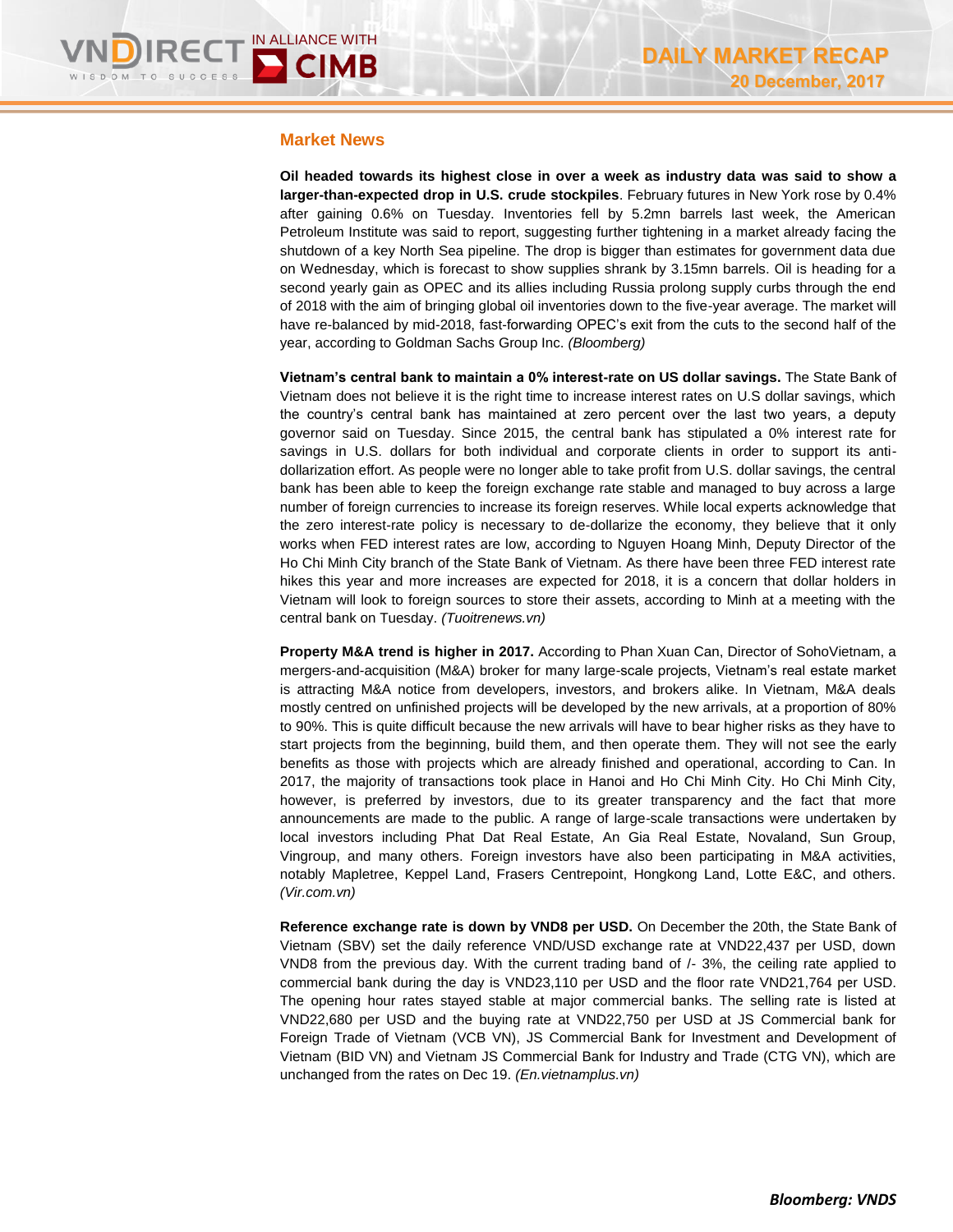## Market News

**Oil headed towards its highest close in over a week as industry data was said to show a larger-than-expected drop in U.S. crude stockpiles**. February futures in New York rose by 0.4% after gaining 0.6% on Tuesday. Inventories fell by 5.2mn barrels last week, the American Petroleum Institute was said to report, suggesting further tightening in a market already facing the shutdown of a key North Sea pipeline. The drop is bigger than estimates for government data due on Wednesday, which is forecast to show supplies shrank by 3.15mn barrels. Oil is heading for a second yearly gain as OPEC and its allies including Russia prolong supply curbs through the end of 2018 with the aim of bringing global oil inventories down to the five-year average. The market will have re-balanced by mid-2018, fast-forwarding OPEC's exit from the cuts to the second half of the year, according to Goldman Sachs Group Inc. *(Bloomberg)*

**Vietnam's central bank to maintain a 0% interest-rate on US dollar savings.** The State Bank of Vietnam does not believe it is the right time to increase interest rates on U.S dollar savings, which the country's central bank has maintained at zero percent over the last two years, a deputy governor said on Tuesday. Since 2015, the central bank has stipulated a 0% interest rate for savings in U.S. dollars for both individual and corporate clients in order to support its anti-dollarization effort. As people were no longer able to take profit from U.S. dollar savings, the central bank has been able to keep the foreign exchange rate stable and managed to buy across a large number of foreign currencies to increase its foreign reserves. While local experts acknowledge that the zero interest-rate policy is necessary to de-dollarize the economy, they believe that it only works when FED interest rates are low, according to Nguyen Hoang Minh, Deputy Director of the Ho Chi Minh City branch of the State Bank of Vietnam. As there have been three FED interest rate hikes this year and more increases are expected for 2018, it is a concern that dollar holders in Vietnam will look to foreign sources to store their assets, according to Minh at a meeting with the central bank on Tuesday. *(Tuoitrenews.vn)*

**Property M&A trend is higher in 2017.** According to Phan Xuan Can, Director of SohoVietnam, a mergers-and-acquisition (M&A) broker for many large-scale projects, Vietnam's real estate market is attracting M&A notice from developers, investors, and brokers alike. In Vietnam, M&A deals mostly centred on unfinished projects will be developed by the new arrivals, at a proportion of 80% to 90%. This is quite difficult because the new arrivals will have to bear higher risks as they have to start projects from the beginning, build them, and then operate them. They will not see the early benefits as those with projects which are already finished and operational, according to Can. In 2017, the majority of transactions took place in Hanoi and Ho Chi Minh City. Ho Chi Minh City, however, is preferred by investors, due to its greater transparency and the fact that more announcements are made to the public. A range of large-scale transactions were undertaken by local investors including Phat Dat Real Estate, An Gia Real Estate, Novaland, Sun Group, Vingroup, and many others. Foreign investors have also been participating in M&A activities, notably Mapletree, Keppel Land, Frasers Centrepoint, Hongkong Land, Lotte E&C, and others. *(Vir.com.vn)*

**Reference exchange rate is down by VND8 per USD.** On December the 20th, the State Bank of Vietnam (SBV) set the daily reference VND/USD exchange rate at VND22,437 per USD, down VND8 from the previous day. With the current trading band of /- 3%, the ceiling rate applied to commercial bank during the day is VND23,110 per USD and the floor rate VND21,764 per USD. The opening hour rates stayed stable at major commercial banks. The selling rate is listed at VND22,680 per USD and the buying rate at VND22,750 per USD at JS Commercial bank for Foreign Trade of Vietnam (VCB VN), JS Commercial Bank for Investment and Development of Vietnam (BID VN) and Vietnam JS Commercial Bank for Industry and Trade (CTG VN), which are unchanged from the rates on Dec 19. *(En.vietnamplus.vn)*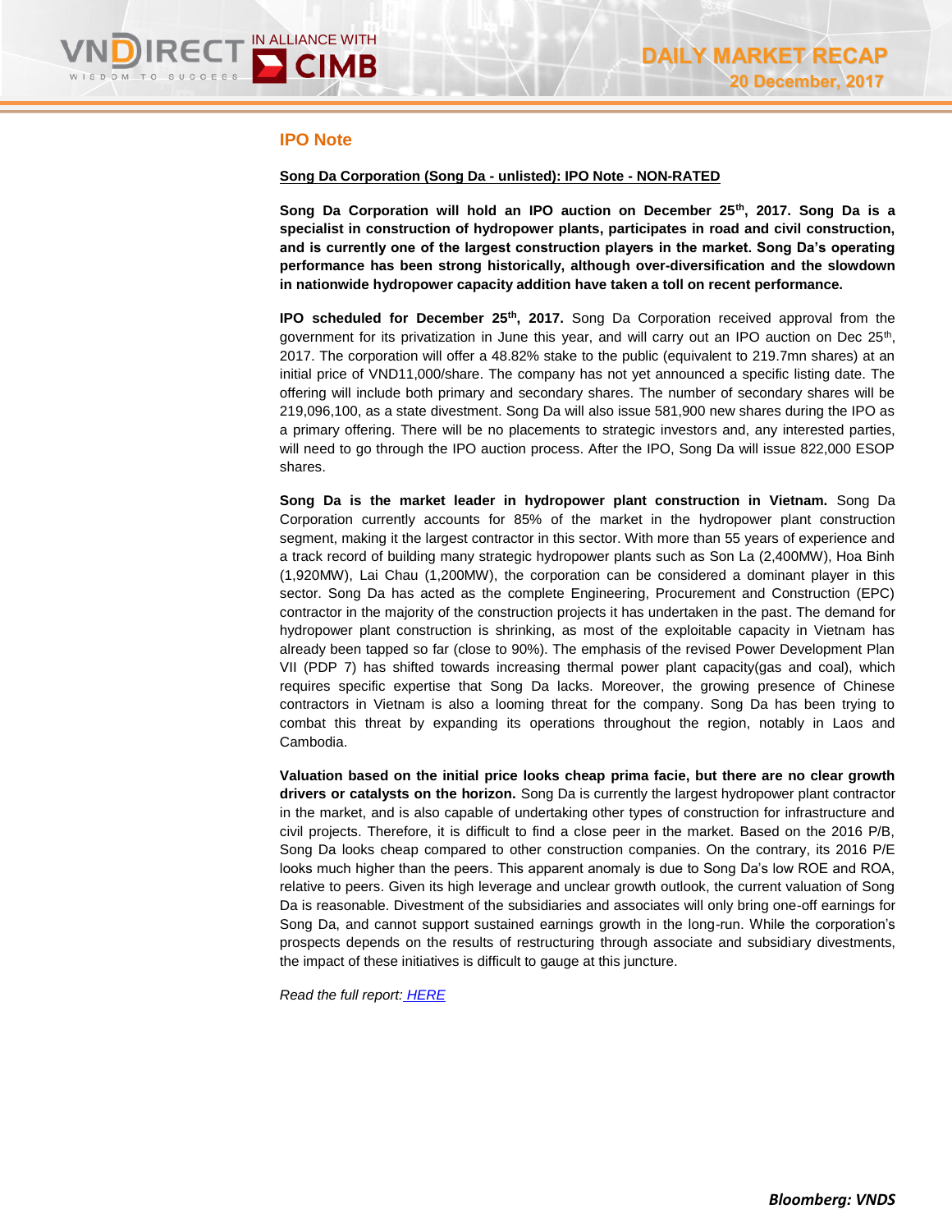## IPO Note

**Song Da Corporation (Song Da - unlisted): IPO Note - NON-RATED**

**Song Da Corporation will hold an IPO auction on December 25th, 2017. Song Da is a specialist in construction of hydropower plants, participates in road and civil construction, and is currently one of the largest construction players in the market. Song Da's operating performance has been strong historically, although over-diversification and the slowdown in nationwide hydropower capacity addition have taken a toll on recent performance.**

**IPO scheduled for December 25th, 2017.** Song Da Corporation received approval from the government for its privatization in June this year, and will carry out an IPO auction on Dec 25th, 2017. The corporation will offer a 48.82% stake to the public (equivalent to 219.7mn shares) at an initial price of VND11,000/share. The company has not yet announced a specific listing date. The offering will include both primary and secondary shares. The number of secondary shares will be 219,096,100, as a state divestment. Song Da will also issue 581,900 new shares during the IPO as a primary offering. There will be no placements to strategic investors and, any interested parties, will need to go through the IPO auction process. After the IPO, Song Da will issue 822,000 ESOP shares.

**Song Da is the market leader in hydropower plant construction in Vietnam.** Song Da Corporation currently accounts for 85% of the market in the hydropower plant construction segment, making it the largest contractor in this sector. With more than 55 years of experience and a track record of building many strategic hydropower plants such as Son La (2,400MW), Hoa Binh (1,920MW), Lai Chau (1,200MW), the corporation can be considered a dominant player in this sector. Song Da has acted as the complete Engineering, Procurement and Construction (EPC) contractor in the majority of the construction projects it has undertaken in the past. The demand for hydropower plant construction is shrinking, as most of the exploitable capacity in Vietnam has already been tapped so far (close to 90%). The emphasis of the revised Power Development Plan VII (PDP 7) has shifted towards increasing thermal power plant capacity(gas and coal), which requires specific expertise that Song Da lacks. Moreover, the growing presence of Chinese contractors in Vietnam is also a looming threat for the company. Song Da has been trying to combat this threat by expanding its operations throughout the region, notably in Laos and Cambodia.

**Valuation based on the initial price looks cheap prima facie, but there are no clear growth drivers or catalysts on the horizon.** Song Da is currently the largest hydropower plant contractor in the market, and is also capable of undertaking other types of construction for infrastructure and civil projects. Therefore, it is difficult to find a close peer in the market. Based on the 2016 P/B, Song Da looks cheap compared to other construction companies. On the contrary, its 2016 P/E looks much higher than the peers. This apparent anomaly is due to Song Da's low ROE and ROA, relative to peers. Given its high leverage and unclear growth outlook, the current valuation of Song Da is reasonable. Divestment of the subsidiaries and associates will only bring one-off earnings for Song Da, and cannot support sustained earnings growth in the long-run. While the corporation's prospects depends on the results of restructuring through associate and subsidiary divestments, the impact of these initiatives is difficult to gauge at this juncture.

*Read the full report: HERE*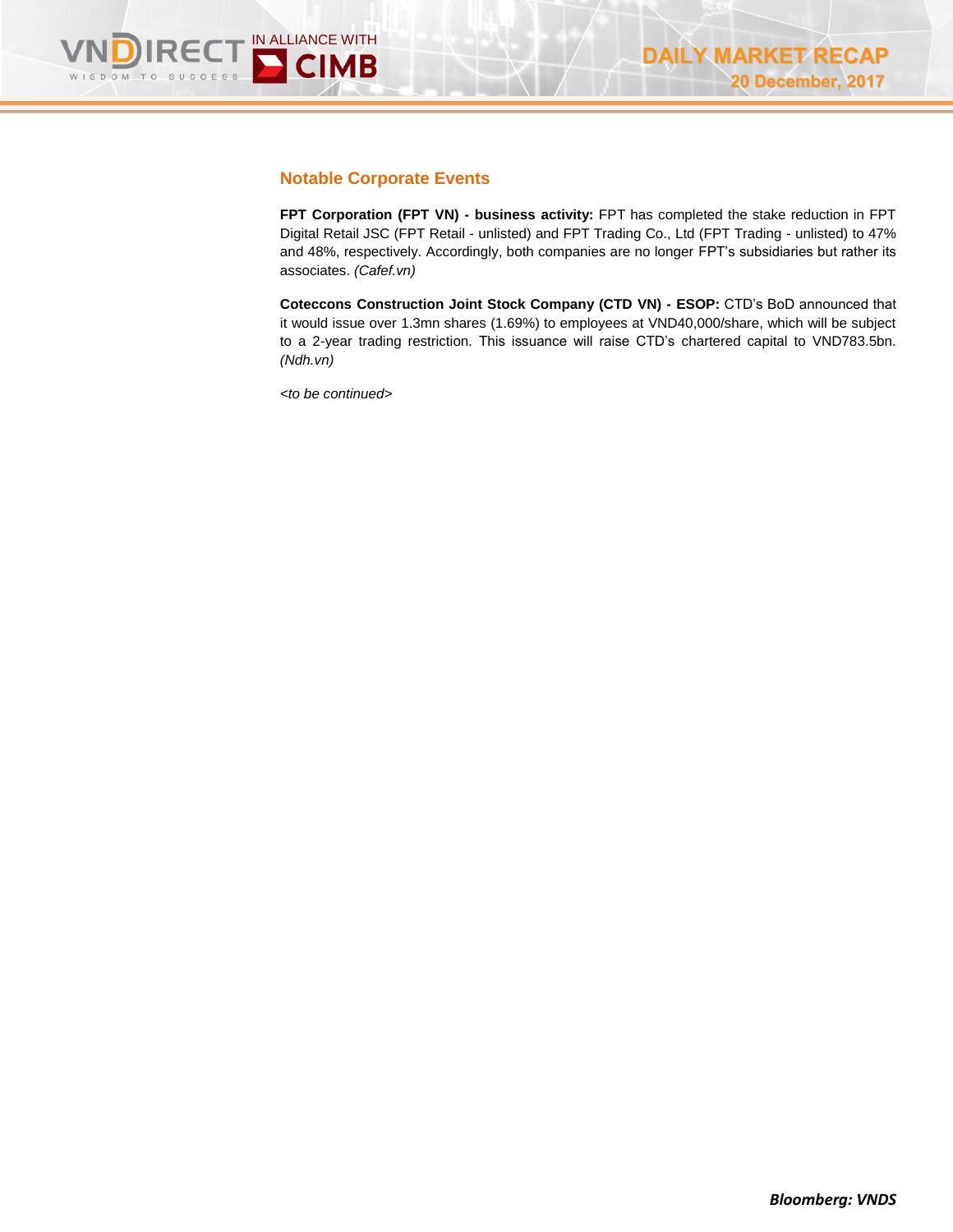## Notable Corporate Events

**FPT Corporation (FPT VN) - business activity:** FPT has completed the stake reduction in FPT Digital Retail JSC (FPT Retail - unlisted) and FPT Trading Co., Ltd (FPT Trading - unlisted) to 47% and 48%, respectively. Accordingly, both companies are no longer FPT's subsidiaries but rather its associates. *(Cafef.vn)*

**Coteccons Construction Joint Stock Company (CTD VN) - ESOP:** CTD's BoD announced that it would issue over 1.3mn shares (1.69%) to employees at VND40,000/share, which will be subject to a 2-year trading restriction. This issuance will raise CTD's chartered capital to VND783.5bn. *(Ndh.vn)*

<*to be continued*>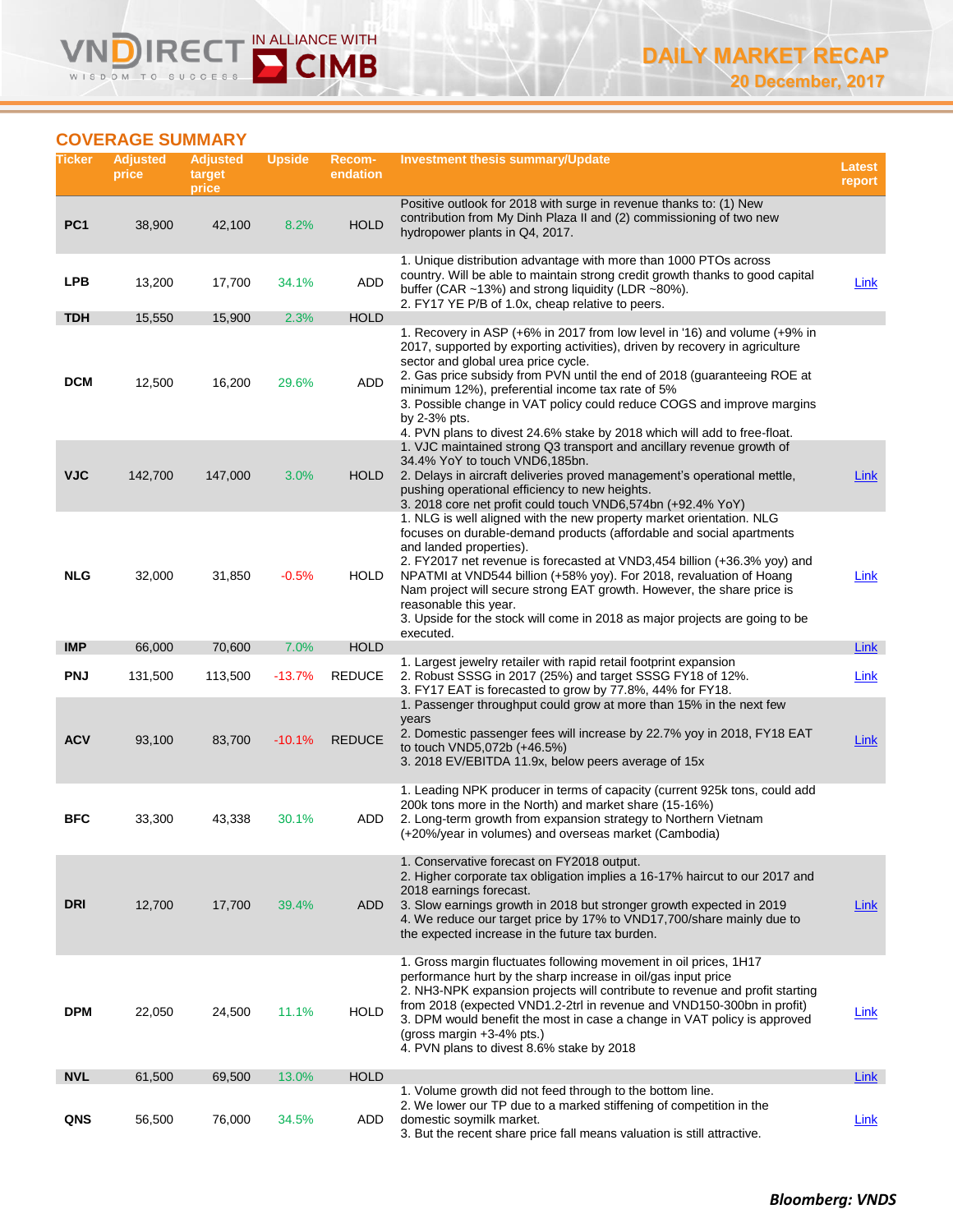## COVERAGE SUMMARY

| Ticker | Adjusted price | Adjusted target price | Upside | Recom-endation | Investment thesis summary/Update | Latest report |
|---|---|---|---|---|---|---|
| PC1 | 38,900 | 42,100 | 8.2% | HOLD | Positive outlook for 2018 with surge in revenue thanks to: (1) New contribution from My Dinh Plaza II and (2) commissioning of two new hydropower plants in Q4, 2017. | |
| LPB | 13,200 | 17,700 | 34.1% | ADD | 1. Unique distribution advantage with more than 1000 PTOs across country. Will be able to maintain strong credit growth thanks to good capital buffer (CAR ~13%) and strong liquidity (LDR ~80%).<br>2. FY17 YE P/B of 1.0x, cheap relative to peers. | Link |
| TDH | 15,550 | 15,900 | 2.3% | HOLD | | |
| DCM | 12,500 | 16,200 | 29.6% | ADD | 1. Recovery in ASP (+6% in 2017 from low level in '16) and volume (+9% in 2017, supported by exporting activities), driven by recovery in agriculture sector and global urea price cycle.<br>2. Gas price subsidy from PVN until the end of 2018 (guaranteeing ROE at minimum 12%), preferential income tax rate of 5%<br>3. Possible change in VAT policy could reduce COGS and improve margins by 2-3% pts.<br>4. PVN plans to divest 24.6% stake by 2018 which will add to free-float. | |
| VJC | 142,700 | 147,000 | 3.0% | HOLD | 1. VJC maintained strong Q3 transport and ancillary revenue growth of 34.4% YoY to touch VND6,185bn.<br>2. Delays in aircraft deliveries proved management's operational mettle, pushing operational efficiency to new heights.<br>3. 2018 core net profit could touch VND6,574bn (+92.4% YoY) | Link |
| NLG | 32,000 | 31,850 | -0.5% | HOLD | 1. NLG is well aligned with the new property market orientation. NLG focuses on durable-demand products (affordable and social apartments and landed properties).<br>2. FY2017 net revenue is forecasted at VND3,454 billion (+36.3% yoy) and NPATMI at VND544 billion (+58% yoy). For 2018, revaluation of Hoang Nam project will secure strong EAT growth. However, the share price is reasonable this year.<br>3. Upside for the stock will come in 2018 as major projects are going to be executed. | Link |
| IMP | 66,000 | 70,600 | 7.0% | HOLD | | Link |
| PNJ | 131,500 | 113,500 | -13.7% | REDUCE | 1. Largest jewelry retailer with rapid retail footprint expansion<br>2. Robust SSSG in 2017 (25%) and target SSSG FY18 of 12%.<br>3. FY17 EAT is forecasted to grow by 77.8%, 44% for FY18. | Link |
| ACV | 93,100 | 83,700 | -10.1% | REDUCE | 1. Passenger throughput could grow at more than 15% in the next few years<br>2. Domestic passenger fees will increase by 22.7% yoy in 2018, FY18 EAT to touch VND5,072b (+46.5%)<br>3. 2018 EV/EBITDA 11.9x, below peers average of 15x | Link |
| BFC | 33,300 | 43,338 | 30.1% | ADD | 1. Leading NPK producer in terms of capacity (current 925k tons, could add 200k tons more in the North) and market share (15-16%)<br>2. Long-term growth from expansion strategy to Northern Vietnam (+20%/year in volumes) and overseas market (Cambodia) | |
| DRI | 12,700 | 17,700 | 39.4% | ADD | 1. Conservative forecast on FY2018 output.<br>2. Higher corporate tax obligation implies a 16-17% haircut to our 2017 and 2018 earnings forecast.<br>3. Slow earnings growth in 2018 but stronger growth expected in 2019<br>4. We reduce our target price by 17% to VND17,700/share mainly due to the expected increase in the future tax burden. | Link |
| DPM | 22,050 | 24,500 | 11.1% | HOLD | 1. Gross margin fluctuates following movement in oil prices, 1H17 performance hurt by the sharp increase in oil/gas input price<br>2. NH3-NPK expansion projects will contribute to revenue and profit starting from 2018 (expected VND1.2-2trl in revenue and VND150-300bn in profit)<br>3. DPM would benefit the most in case a change in VAT policy is approved (gross margin +3-4% pts.)<br>4. PVN plans to divest 8.6% stake by 2018 | Link |
| NVL | 61,500 | 69,500 | 13.0% | HOLD | | Link |
| QNS | 56,500 | 76,000 | 34.5% | ADD | 1. Volume growth did not feed through to the bottom line.<br>2. We lower our TP due to a marked stiffening of competition in the domestic soymilk market.<br>3. But the recent share price fall means valuation is still attractive. | Link |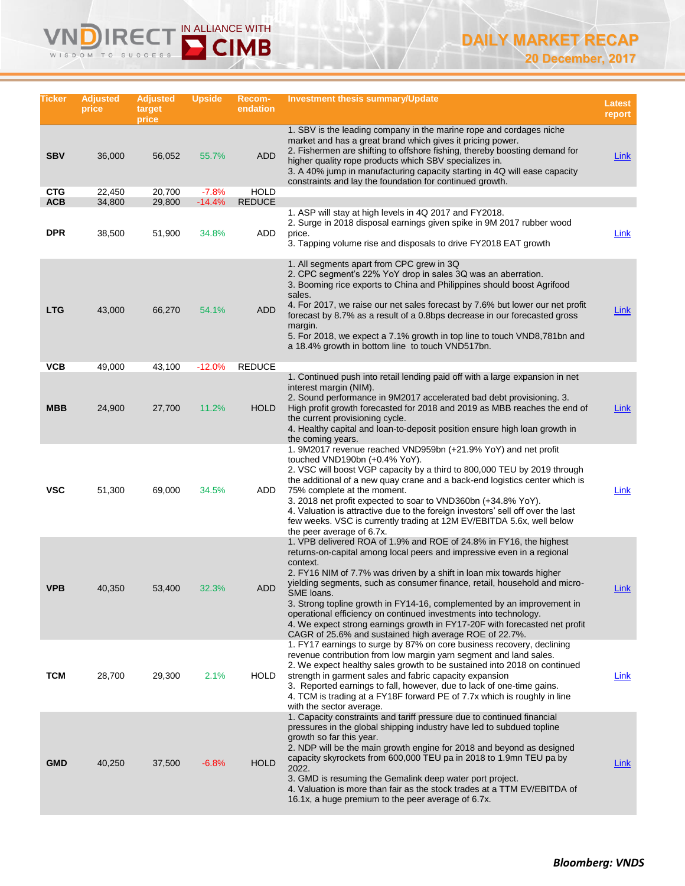# DAILY MARKET RECAP

20 December, 2017

| Ticker | Adjusted price | Adjusted target price | Upside | Recom-endation | Investment thesis summary/Update | Latest report |
|---|---|---|---|---|---|---|
| SBV | 36,000 | 56,052 | 55.7% | ADD | 1. SBV is the leading company in the marine rope and cordages niche market and has a great brand which gives it pricing power.<br>2. Fishermen are shifting to offshore fishing, thereby boosting demand for higher quality rope products which SBV specializes in.<br>3. A 40% jump in manufacturing capacity starting in 4Q will ease capacity constraints and lay the foundation for continued growth. | Link |
| CTG | 22,450 | 20,700 | -7.8% | HOLD | | |
| ACB | 34,800 | 29,800 | -14.4% | REDUCE | | |
| DPR | 38,500 | 51,900 | 34.8% | ADD | 1. ASP will stay at high levels in 4Q 2017 and FY2018.<br>2. Surge in 2018 disposal earnings given spike in 9M 2017 rubber wood price.<br>3. Tapping volume rise and disposals to drive FY2018 EAT growth | Link |
| LTG | 43,000 | 66,270 | 54.1% | ADD | 1. All segments apart from CPC grew in 3Q<br>2. CPC segment's 22% YoY drop in sales 3Q was an aberration.<br>3. Booming rice exports to China and Philippines should boost Agrifood sales.<br>4. For 2017, we raise our net sales forecast by 7.6% but lower our net profit forecast by 8.7% as a result of a 0.8bps decrease in our forecasted gross margin.<br>5. For 2018, we expect a 7.1% growth in top line to touch VND8,781bn and a 18.4% growth in bottom line to touch VND517bn. | Link |
| VCB | 49,000 | 43,100 | -12.0% | REDUCE | | |
| MBB | 24,900 | 27,700 | 11.2% | HOLD | 1. Continued push into retail lending paid off with a large expansion in net interest margin (NIM).<br>2. Sound performance in 9M2017 accelerated bad debt provisioning. 3. High profit growth forecasted for 2018 and 2019 as MBB reaches the end of the current provisioning cycle.<br>4. Healthy capital and loan-to-deposit position ensure high loan growth in the coming years. | Link |
| VSC | 51,300 | 69,000 | 34.5% | ADD | 1. 9M2017 revenue reached VND959bn (+21.9% YoY) and net profit touched VND190bn (+0.4% YoY).<br>2. VSC will boost VGP capacity by a third to 800,000 TEU by 2019 through the additional of a new quay crane and a back-end logistics center which is 75% complete at the moment.<br>3. 2018 net profit expected to soar to VND360bn (+34.8% YoY).<br>4. Valuation is attractive due to the foreign investors' sell off over the last few weeks. VSC is currently trading at 12M EV/EBITDA 5.6x, well below the peer average of 6.7x. | Link |
| VPB | 40,350 | 53,400 | 32.3% | ADD | 1. VPB delivered ROA of 1.9% and ROE of 24.8% in FY16, the highest returns-on-capital among local peers and impressive even in a regional context.<br>2. FY16 NIM of 7.7% was driven by a shift in loan mix towards higher yielding segments, such as consumer finance, retail, household and micro-SME loans.<br>3. Strong topline growth in FY14-16, complemented by an improvement in operational efficiency on continued investments into technology.<br>4. We expect strong earnings growth in FY17-20F with forecasted net profit CAGR of 25.6% and sustained high average ROE of 22.7%. | Link |
| TCM | 28,700 | 29,300 | 2.1% | HOLD | 1. FY17 earnings to surge by 87% on core business recovery, declining revenue contribution from low margin yarn segment and land sales.<br>2. We expect healthy sales growth to be sustained into 2018 on continued strength in garment sales and fabric capacity expansion<br>3. Reported earnings to fall, however, due to lack of one-time gains.<br>4. TCM is trading at a FY18F forward PE of 7.7x which is roughly in line with the sector average. | Link |
| GMD | 40,250 | 37,500 | -6.8% | HOLD | 1. Capacity constraints and tariff pressure due to continued financial pressures in the global shipping industry have led to subdued topline growth so far this year.<br>2. NDP will be the main growth engine for 2018 and beyond as designed capacity skyrockets from 600,000 TEU pa in 2018 to 1.9mn TEU pa by 2022.<br>3. GMD is resuming the Gemalink deep water port project.<br>4. Valuation is more than fair as the stock trades at a TTM EV/EBITDA of 16.1x, a huge premium to the peer average of 6.7x. | Link |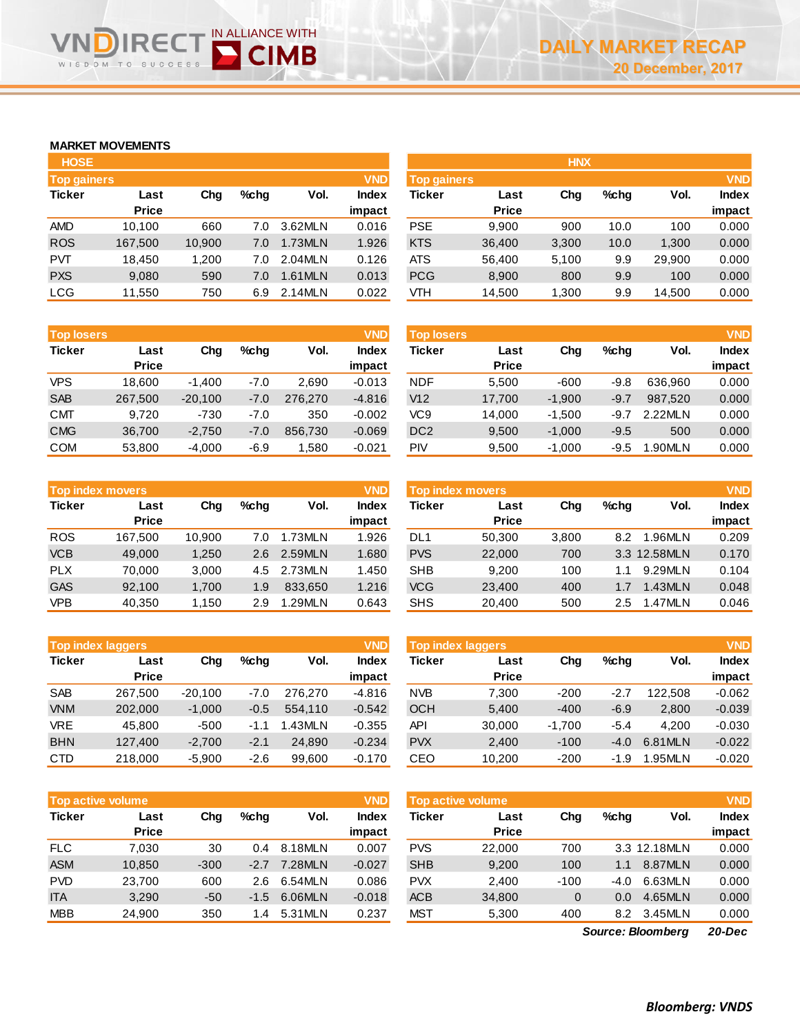## MARKET MOVEMENTS

### HOSE

**Top gainers** (VND)

| Ticker | Last Price | Chg | %chg | Vol. | Index impact |
|---|---|---|---|---|---|
| AMD | 10,100 | 660 | 7.0 | 3.62MLN | 0.016 |
| ROS | 167,500 | 10,900 | 7.0 | 1.73MLN | 1.926 |
| PVT | 18,450 | 1,200 | 7.0 | 2.04MLN | 0.126 |
| PXS | 9,080 | 590 | 7.0 | 1.61MLN | 0.013 |
| LCG | 11,550 | 750 | 6.9 | 2.14MLN | 0.022 |

**Top losers** (VND)

| Ticker | Last Price | Chg | %chg | Vol. | Index impact |
|---|---|---|---|---|---|
| VPS | 18,600 | -1,400 | -7.0 | 2,690 | -0.013 |
| SAB | 267,500 | -20,100 | -7.0 | 276,270 | -4.816 |
| CMT | 9,720 | -730 | -7.0 | 350 | -0.002 |
| CMG | 36,700 | -2,750 | -7.0 | 856,730 | -0.069 |
| COM | 53,800 | -4,000 | -6.9 | 1,580 | -0.021 |

**Top index movers** (VND)

| Ticker | Last Price | Chg | %chg | Vol. | Index impact |
|---|---|---|---|---|---|
| ROS | 167,500 | 10,900 | 7.0 | 1.73MLN | 1.926 |
| VCB | 49,000 | 1,250 | 2.6 | 2.59MLN | 1.680 |
| PLX | 70,000 | 3,000 | 4.5 | 2.73MLN | 1.450 |
| GAS | 92,100 | 1,700 | 1.9 | 833,650 | 1.216 |
| VPB | 40,350 | 1,150 | 2.9 | 1.29MLN | 0.643 |

**Top index laggers** (VND)

| Ticker | Last Price | Chg | %chg | Vol. | Index impact |
|---|---|---|---|---|---|
| SAB | 267,500 | -20,100 | -7.0 | 276,270 | -4.816 |
| VNM | 202,000 | -1,000 | -0.5 | 554,110 | -0.542 |
| VRE | 45,800 | -500 | -1.1 | 1.43MLN | -0.355 |
| BHN | 127,400 | -2,700 | -2.1 | 24,890 | -0.234 |
| CTD | 218,000 | -5,900 | -2.6 | 99,600 | -0.170 |

**Top active volume** (VND)

| Ticker | Last Price | Chg | %chg | Vol. | Index impact |
|---|---|---|---|---|---|
| FLC | 7,030 | 30 | 0.4 | 8.18MLN | 0.007 |
| ASM | 10,850 | -300 | -2.7 | 7.28MLN | -0.027 |
| PVD | 23,700 | 600 | 2.6 | 6.54MLN | 0.086 |
| ITA | 3,290 | -50 | -1.5 | 6.06MLN | -0.018 |
| MBB | 24,900 | 350 | 1.4 | 5.31MLN | 0.237 |

### HNX

**Top gainers** (VND)

| Ticker | Last Price | Chg | %chg | Vol. | Index impact |
|---|---|---|---|---|---|
| PSE | 9,900 | 900 | 10.0 | 100 | 0.000 |
| KTS | 36,400 | 3,300 | 10.0 | 1,300 | 0.000 |
| ATS | 56,400 | 5,100 | 9.9 | 29,900 | 0.000 |
| PCG | 8,900 | 800 | 9.9 | 100 | 0.000 |
| VTH | 14,500 | 1,300 | 9.9 | 14,500 | 0.000 |

**Top losers** (VND)

| Ticker | Last Price | Chg | %chg | Vol. | Index impact |
|---|---|---|---|---|---|
| NDF | 5,500 | -600 | -9.8 | 636,960 | 0.000 |
| V12 | 17,700 | -1,900 | -9.7 | 987,520 | 0.000 |
| VC9 | 14,000 | -1,500 | -9.7 | 2.22MLN | 0.000 |
| DC2 | 9,500 | -1,000 | -9.5 | 500 | 0.000 |
| PIV | 9,500 | -1,000 | -9.5 | 1.90MLN | 0.000 |

**Top index movers** (VND)

| Ticker | Last Price | Chg | %chg | Vol. | Index impact |
|---|---|---|---|---|---|
| DL1 | 50,300 | 3,800 | 8.2 | 1.96MLN | 0.209 |
| PVS | 22,000 | 700 | 3.3 | 12.58MLN | 0.170 |
| SHB | 9,200 | 100 | 1.1 | 9.29MLN | 0.104 |
| VCG | 23,400 | 400 | 1.7 | 1.43MLN | 0.048 |
| SHS | 20,400 | 500 | 2.5 | 1.47MLN | 0.046 |

**Top index laggers** (VND)

| Ticker | Last Price | Chg | %chg | Vol. | Index impact |
|---|---|---|---|---|---|
| NVB | 7,300 | -200 | -2.7 | 122,508 | -0.062 |
| OCH | 5,400 | -400 | -6.9 | 2,800 | -0.039 |
| API | 30,000 | -1,700 | -5.4 | 4,200 | -0.030 |
| PVX | 2,400 | -100 | -4.0 | 6.81MLN | -0.022 |
| CEO | 10,200 | -200 | -1.9 | 1.95MLN | -0.020 |

**Top active volume** (VND)

| Ticker | Last Price | Chg | %chg | Vol. | Index impact |
|---|---|---|---|---|---|
| PVS | 22,000 | 700 | 3.3 | 12.18MLN | 0.000 |
| SHB | 9,200 | 100 | 1.1 | 8.87MLN | 0.000 |
| PVX | 2,400 | -100 | -4.0 | 6.63MLN | 0.000 |
| ACB | 34,800 | 0 | 0.0 | 4.65MLN | 0.000 |
| MST | 5,300 | 400 | 8.2 | 3.45MLN | 0.000 |

***Source: Bloomberg*** ***20-Dec***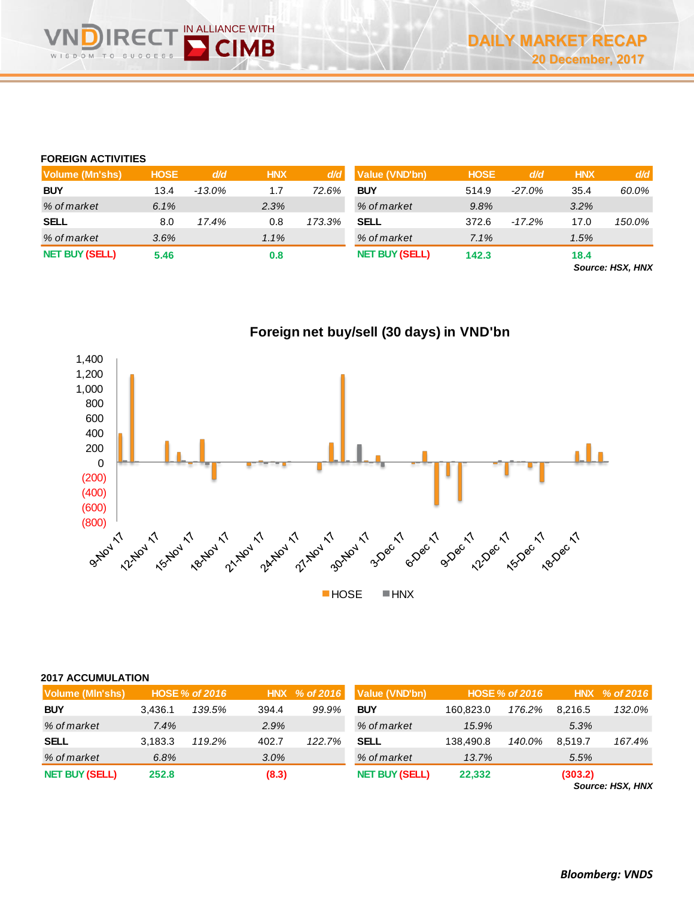## FOREIGN ACTIVITIES

| Volume (Mn'shs) | HOSE | d/d | HNX | d/d |
|---|---|---|---|---|
| BUY | 13.4 | -13.0% | 1.7 | 72.6% |
| *% of market* | *6.1%* | | *2.3%* | |
| SELL | 8.0 | 17.4% | 0.8 | 173.3% |
| *% of market* | *3.6%* | | *1.1%* | |
| NET BUY (SELL) | 5.46 | | 0.8 | |

| Value (VND'bn) | HOSE | d/d | HNX | d/d |
|---|---|---|---|---|
| BUY | 514.9 | -27.0% | 35.4 | 60.0% |
| *% of market* | *9.8%* | | *3.2%* | |
| SELL | 372.6 | -17.2% | 17.0 | 150.0% |
| *% of market* | *7.1%* | | *1.5%* | |
| NET BUY (SELL) | 142.3 | | 18.4 | |

*Source: HSX, HNX*

**Foreign net buy/sell (30 days) in VND'bn**

## 2017 ACCUMULATION

| Volume (Mln'shs) | HOSE | % of 2016 | HNX | % of 2016 |
|---|---|---|---|---|
| BUY | 3,436.1 | 139.5% | 394.4 | 99.9% |
| *% of market* | *7.4%* | | *2.9%* | |
| SELL | 3,183.3 | 119.2% | 402.7 | 122.7% |
| *% of market* | *6.8%* | | *3.0%* | |
| NET BUY (SELL) | 252.8 | | (8.3) | |

| Value (VND'bn) | HOSE | % of 2016 | HNX | % of 2016 |
|---|---|---|---|---|
| BUY | 160,823.0 | 176.2% | 8,216.5 | 132.0% |
| *% of market* | *15.9%* | | *5.3%* | |
| SELL | 138,490.8 | 140.0% | 8,519.7 | 167.4% |
| *% of market* | *13.7%* | | *5.5%* | |
| NET BUY (SELL) | 22,332 | | (303.2) | |

*Source: HSX, HNX*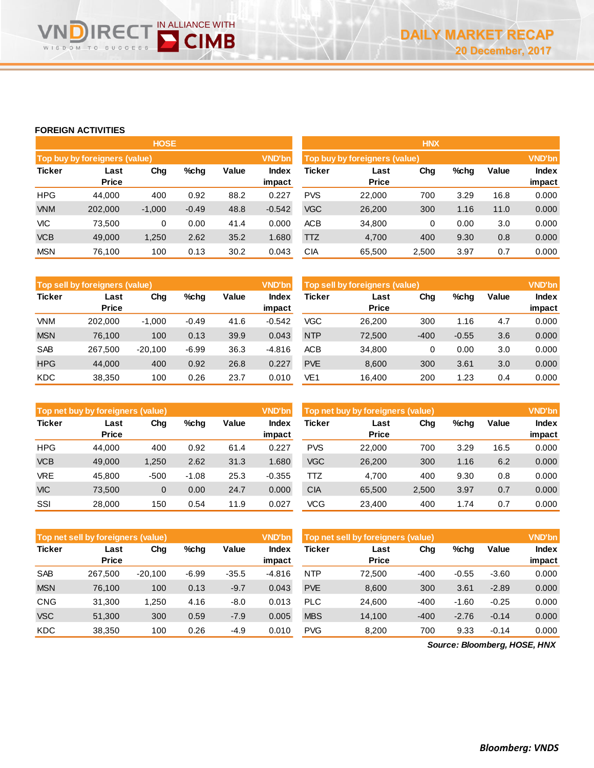# DAILY MARKET RECAP

**20 December, 2017**

## FOREIGN ACTIVITIES

### HOSE

**Top buy by foreigners (value)** — VND'bn

| Ticker | Last Price | Chg | %chg | Value | Index impact |
|---|---|---|---|---|---|
| HPG | 44,000 | 400 | 0.92 | 88.2 | 0.227 |
| VNM | 202,000 | -1,000 | -0.49 | 48.8 | -0.542 |
| VIC | 73,500 | 0 | 0.00 | 41.4 | 0.000 |
| VCB | 49,000 | 1,250 | 2.62 | 35.2 | 1.680 |
| MSN | 76,100 | 100 | 0.13 | 30.2 | 0.043 |

**Top sell by foreigners (value)** — VND'bn

| Ticker | Last Price | Chg | %chg | Value | Index impact |
|---|---|---|---|---|---|
| VNM | 202,000 | -1,000 | -0.49 | 41.6 | -0.542 |
| MSN | 76,100 | 100 | 0.13 | 39.9 | 0.043 |
| SAB | 267,500 | -20,100 | -6.99 | 36.3 | -4.816 |
| HPG | 44,000 | 400 | 0.92 | 26.8 | 0.227 |
| KDC | 38,350 | 100 | 0.26 | 23.7 | 0.010 |

**Top net buy by foreigners (value)** — VND'bn

| Ticker | Last Price | Chg | %chg | Value | Index impact |
|---|---|---|---|---|---|
| HPG | 44,000 | 400 | 0.92 | 61.4 | 0.227 |
| VCB | 49,000 | 1,250 | 2.62 | 31.3 | 1.680 |
| VRE | 45,800 | -500 | -1.08 | 25.3 | -0.355 |
| VIC | 73,500 | 0 | 0.00 | 24.7 | 0.000 |
| SSI | 28,000 | 150 | 0.54 | 11.9 | 0.027 |

**Top net sell by foreigners (value)** — VND'bn

| Ticker | Last Price | Chg | %chg | Value | Index impact |
|---|---|---|---|---|---|
| SAB | 267,500 | -20,100 | -6.99 | -35.5 | -4.816 |
| MSN | 76,100 | 100 | 0.13 | -9.7 | 0.043 |
| CNG | 31,300 | 1,250 | 4.16 | -8.0 | 0.013 |
| VSC | 51,300 | 300 | 0.59 | -7.9 | 0.005 |
| KDC | 38,350 | 100 | 0.26 | -4.9 | 0.010 |

### HNX

**Top buy by foreigners (value)** — VND'bn

| Ticker | Last Price | Chg | %chg | Value | Index impact |
|---|---|---|---|---|---|
| PVS | 22,000 | 700 | 3.29 | 16.8 | 0.000 |
| VGC | 26,200 | 300 | 1.16 | 11.0 | 0.000 |
| ACB | 34,800 | 0 | 0.00 | 3.0 | 0.000 |
| TTZ | 4,700 | 400 | 9.30 | 0.8 | 0.000 |
| CIA | 65,500 | 2,500 | 3.97 | 0.7 | 0.000 |

**Top sell by foreigners (value)** — VND'bn

| Ticker | Last Price | Chg | %chg | Value | Index impact |
|---|---|---|---|---|---|
| VGC | 26,200 | 300 | 1.16 | 4.7 | 0.000 |
| NTP | 72,500 | -400 | -0.55 | 3.6 | 0.000 |
| ACB | 34,800 | 0 | 0.00 | 3.0 | 0.000 |
| PVE | 8,600 | 300 | 3.61 | 3.0 | 0.000 |
| VE1 | 16,400 | 200 | 1.23 | 0.4 | 0.000 |

**Top net buy by foreigners (value)** — VND'bn

| Ticker | Last Price | Chg | %chg | Value | Index impact |
|---|---|---|---|---|---|
| PVS | 22,000 | 700 | 3.29 | 16.5 | 0.000 |
| VGC | 26,200 | 300 | 1.16 | 6.2 | 0.000 |
| TTZ | 4,700 | 400 | 9.30 | 0.8 | 0.000 |
| CIA | 65,500 | 2,500 | 3.97 | 0.7 | 0.000 |
| VCG | 23,400 | 400 | 1.74 | 0.7 | 0.000 |

**Top net sell by foreigners (value)** — VND'bn

| Ticker | Last Price | Chg | %chg | Value | Index impact |
|---|---|---|---|---|---|
| NTP | 72,500 | -400 | -0.55 | -3.60 | 0.000 |
| PVE | 8,600 | 300 | 3.61 | -2.89 | 0.000 |
| PLC | 24,600 | -400 | -1.60 | -0.25 | 0.000 |
| MBS | 14,100 | -400 | -2.76 | -0.14 | 0.000 |
| PVG | 8,200 | 700 | 9.33 | -0.14 | 0.000 |

*Source: Bloomberg, HOSE, HNX*

*Bloomberg: VNDS*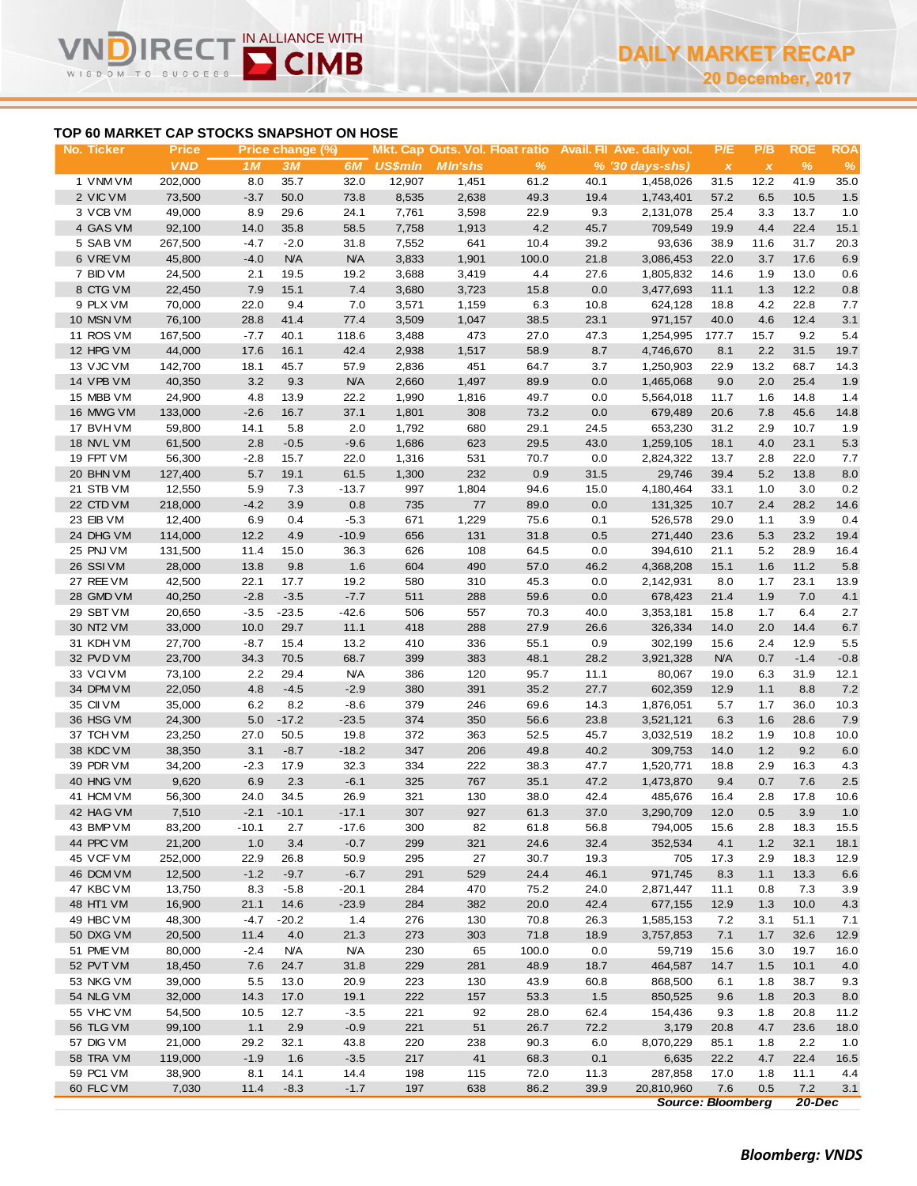# DAILY MARKET RECAP

**20 December, 2017**

## TOP 60 MARKET CAP STOCKS SNAPSHOT ON HOSE

| No. | Ticker | Price | Price change (%) | | | Mkt. Cap | Outs. Vol. | Float ratio | Avail. FII | Ave. daily vol. | P/E | P/B | ROE | ROA |
|---|---|---|---|---|---|---|---|---|---|---|---|---|---|---|
| | | VND | 1M | 3M | 6M | US$mln | Mln'shs | % | % | '30 days-shs) | x | x | % | % |
| 1 | VNM VM | 202,000 | 8.0 | 35.7 | 32.0 | 12,907 | 1,451 | 61.2 | 40.1 | 1,458,026 | 31.5 | 12.2 | 41.9 | 35.0 |
| 2 | VIC VM | 73,500 | -3.7 | 50.0 | 73.8 | 8,535 | 2,638 | 49.3 | 19.4 | 1,743,401 | 57.2 | 6.5 | 10.5 | 1.5 |
| 3 | VCB VM | 49,000 | 8.9 | 29.6 | 24.1 | 7,761 | 3,598 | 22.9 | 9.3 | 2,131,078 | 25.4 | 3.3 | 13.7 | 1.0 |
| 4 | GAS VM | 92,100 | 14.0 | 35.8 | 58.5 | 7,758 | 1,913 | 4.2 | 45.7 | 709,549 | 19.9 | 4.4 | 22.4 | 15.1 |
| 5 | SAB VM | 267,500 | -4.7 | -2.0 | 31.8 | 7,552 | 641 | 10.4 | 39.2 | 93,636 | 38.9 | 11.6 | 31.7 | 20.3 |
| 6 | VRE VM | 45,800 | -4.0 | N/A | N/A | 3,833 | 1,901 | 100.0 | 21.8 | 3,086,453 | 22.0 | 3.7 | 17.6 | 6.9 |
| 7 | BID VM | 24,500 | 2.1 | 19.5 | 19.2 | 3,688 | 3,419 | 4.4 | 27.6 | 1,805,832 | 14.6 | 1.9 | 13.0 | 0.6 |
| 8 | CTG VM | 22,450 | 7.9 | 15.1 | 7.4 | 3,680 | 3,723 | 15.8 | 0.0 | 3,477,693 | 11.1 | 1.3 | 12.2 | 0.8 |
| 9 | PLX VM | 70,000 | 22.0 | 9.4 | 7.0 | 3,571 | 1,159 | 6.3 | 10.8 | 624,128 | 18.8 | 4.2 | 22.8 | 7.7 |
| 10 | MSN VM | 76,100 | 28.8 | 41.4 | 77.4 | 3,509 | 1,047 | 38.5 | 23.1 | 971,157 | 40.0 | 4.6 | 12.4 | 3.1 |
| 11 | ROS VM | 167,500 | -7.7 | 40.1 | 118.6 | 3,488 | 473 | 27.0 | 47.3 | 1,254,995 | 177.7 | 15.7 | 9.2 | 5.4 |
| 12 | HPG VM | 44,000 | 17.6 | 16.1 | 42.4 | 2,938 | 1,517 | 58.9 | 8.7 | 4,746,670 | 8.1 | 2.2 | 31.5 | 19.7 |
| 13 | VJC VM | 142,700 | 18.1 | 45.7 | 57.9 | 2,836 | 451 | 64.7 | 3.7 | 1,250,903 | 22.9 | 13.2 | 68.7 | 14.3 |
| 14 | VPB VM | 40,350 | 3.2 | 9.3 | N/A | 2,660 | 1,497 | 89.9 | 0.0 | 1,465,068 | 9.0 | 2.0 | 25.4 | 1.9 |
| 15 | MBB VM | 24,900 | 4.8 | 13.9 | 22.2 | 1,990 | 1,816 | 49.7 | 0.0 | 5,564,018 | 11.7 | 1.6 | 14.8 | 1.4 |
| 16 | MWG VM | 133,000 | -2.6 | 16.7 | 37.1 | 1,801 | 308 | 73.2 | 0.0 | 679,489 | 20.6 | 7.8 | 45.6 | 14.8 |
| 17 | BVH VM | 59,800 | 14.1 | 5.8 | 2.0 | 1,792 | 680 | 29.1 | 24.5 | 653,230 | 31.2 | 2.9 | 10.7 | 1.9 |
| 18 | NVL VM | 61,500 | 2.8 | -0.5 | -9.6 | 1,686 | 623 | 29.5 | 43.0 | 1,259,105 | 18.1 | 4.0 | 23.1 | 5.3 |
| 19 | FPT VM | 56,300 | -2.8 | 15.7 | 22.0 | 1,316 | 531 | 70.7 | 0.0 | 2,824,322 | 13.7 | 2.8 | 22.0 | 7.7 |
| 20 | BHN VM | 127,400 | 5.7 | 19.1 | 61.5 | 1,300 | 232 | 0.9 | 31.5 | 29,746 | 39.4 | 5.2 | 13.8 | 8.0 |
| 21 | STB VM | 12,550 | 5.9 | 7.3 | -13.7 | 997 | 1,804 | 94.6 | 15.0 | 4,180,464 | 33.1 | 1.0 | 3.0 | 0.2 |
| 22 | CTD VM | 218,000 | -4.2 | 3.9 | 0.8 | 735 | 77 | 89.0 | 0.0 | 131,325 | 10.7 | 2.4 | 28.2 | 14.6 |
| 23 | EIB VM | 12,400 | 6.9 | 0.4 | -5.3 | 671 | 1,229 | 75.6 | 0.1 | 526,578 | 29.0 | 1.1 | 3.9 | 0.4 |
| 24 | DHG VM | 114,000 | 12.2 | 4.9 | -10.9 | 656 | 131 | 31.8 | 0.5 | 271,440 | 23.6 | 5.3 | 23.2 | 19.4 |
| 25 | PNJ VM | 131,500 | 11.4 | 15.0 | 36.3 | 626 | 108 | 64.5 | 0.0 | 394,610 | 21.1 | 5.2 | 28.9 | 16.4 |
| 26 | SSI VM | 28,000 | 13.8 | 9.8 | 1.6 | 604 | 490 | 57.0 | 46.2 | 4,368,208 | 15.1 | 1.6 | 11.2 | 5.8 |
| 27 | REE VM | 42,500 | 22.1 | 17.7 | 19.2 | 580 | 310 | 45.3 | 0.0 | 2,142,931 | 8.0 | 1.7 | 23.1 | 13.9 |
| 28 | GMD VM | 40,250 | -2.8 | -3.5 | -7.7 | 511 | 288 | 59.6 | 0.0 | 678,423 | 21.4 | 1.9 | 7.0 | 4.1 |
| 29 | SBT VM | 20,650 | -3.5 | -23.5 | -42.6 | 506 | 557 | 70.3 | 40.0 | 3,353,181 | 15.8 | 1.7 | 6.4 | 2.7 |
| 30 | NT2 VM | 33,000 | 10.0 | 29.7 | 11.1 | 418 | 288 | 27.9 | 26.6 | 326,334 | 14.0 | 2.0 | 14.4 | 6.7 |
| 31 | KDH VM | 27,700 | -8.7 | 15.4 | 13.2 | 410 | 336 | 55.1 | 0.9 | 302,199 | 15.6 | 2.4 | 12.9 | 5.5 |
| 32 | PVD VM | 23,700 | 34.3 | 70.5 | 68.7 | 399 | 383 | 48.1 | 28.2 | 3,921,328 | N/A | 0.7 | -1.4 | -0.8 |
| 33 | VCI VM | 73,100 | 2.2 | 29.4 | N/A | 386 | 120 | 95.7 | 11.1 | 80,067 | 19.0 | 6.3 | 31.9 | 12.1 |
| 34 | DPM VM | 22,050 | 4.8 | -4.5 | -2.9 | 380 | 391 | 35.2 | 27.7 | 602,359 | 12.9 | 1.1 | 8.8 | 7.2 |
| 35 | CII VM | 35,000 | 6.2 | 8.2 | -8.6 | 379 | 246 | 69.6 | 14.3 | 1,876,051 | 5.7 | 1.7 | 36.0 | 10.3 |
| 36 | HSG VM | 24,300 | 5.0 | -17.2 | -23.5 | 374 | 350 | 56.6 | 23.8 | 3,521,121 | 6.3 | 1.6 | 28.6 | 7.9 |
| 37 | TCH VM | 23,250 | 27.0 | 50.5 | 19.8 | 372 | 363 | 52.5 | 45.7 | 3,032,519 | 18.2 | 1.9 | 10.8 | 10.0 |
| 38 | KDC VM | 38,350 | 3.1 | -8.7 | -18.2 | 347 | 206 | 49.8 | 40.2 | 309,753 | 14.0 | 1.2 | 9.2 | 6.0 |
| 39 | PDR VM | 34,200 | -2.3 | 17.9 | 32.3 | 334 | 222 | 38.3 | 47.7 | 1,520,771 | 18.8 | 2.9 | 16.3 | 4.3 |
| 40 | HNG VM | 9,620 | 6.9 | 2.3 | -6.1 | 325 | 767 | 35.1 | 47.2 | 1,473,870 | 9.4 | 0.7 | 7.6 | 2.5 |
| 41 | HCM VM | 56,300 | 24.0 | 34.5 | 26.9 | 321 | 130 | 38.0 | 42.4 | 485,676 | 16.4 | 2.8 | 17.8 | 10.6 |
| 42 | HAG VM | 7,510 | -2.1 | -10.1 | -17.1 | 307 | 927 | 61.3 | 37.0 | 3,290,709 | 12.0 | 0.5 | 3.9 | 1.0 |
| 43 | BMP VM | 83,200 | -10.1 | 2.7 | -17.6 | 300 | 82 | 61.8 | 56.8 | 794,005 | 15.6 | 2.8 | 18.3 | 15.5 |
| 44 | PPC VM | 21,200 | 1.0 | 3.4 | -0.7 | 299 | 321 | 24.6 | 32.4 | 352,534 | 4.1 | 1.2 | 32.1 | 18.1 |
| 45 | VCF VM | 252,000 | 22.9 | 26.8 | 50.9 | 295 | 27 | 30.7 | 19.3 | 705 | 17.3 | 2.9 | 18.3 | 12.9 |
| 46 | DCM VM | 12,500 | -1.2 | -9.7 | -6.7 | 291 | 529 | 24.4 | 46.1 | 971,745 | 8.3 | 1.1 | 13.3 | 6.6 |
| 47 | KBC VM | 13,750 | 8.3 | -5.8 | -20.1 | 284 | 470 | 75.2 | 24.0 | 2,871,447 | 11.1 | 0.8 | 7.3 | 3.9 |
| 48 | HT1 VM | 16,900 | 21.1 | 14.6 | -23.9 | 284 | 382 | 20.0 | 42.4 | 677,155 | 12.9 | 1.3 | 10.0 | 4.3 |
| 49 | HBC VM | 48,300 | -4.7 | -20.2 | 1.4 | 276 | 130 | 70.8 | 26.3 | 1,585,153 | 7.2 | 3.1 | 51.1 | 7.1 |
| 50 | DXG VM | 20,500 | 11.4 | 4.0 | 21.3 | 273 | 303 | 71.8 | 18.9 | 3,757,853 | 7.1 | 1.7 | 32.6 | 12.9 |
| 51 | PME VM | 80,000 | -2.4 | N/A | N/A | 230 | 65 | 100.0 | 0.0 | 59,719 | 15.6 | 3.0 | 19.7 | 16.0 |
| 52 | PVT VM | 18,450 | 7.6 | 24.7 | 31.8 | 229 | 281 | 48.9 | 18.7 | 464,587 | 14.7 | 1.5 | 10.1 | 4.0 |
| 53 | NKG VM | 39,000 | 5.5 | 13.0 | 20.9 | 223 | 130 | 43.9 | 60.8 | 868,500 | 6.1 | 1.8 | 38.7 | 9.3 |
| 54 | NLG VM | 32,000 | 14.3 | 17.0 | 19.1 | 222 | 157 | 53.3 | 1.5 | 850,525 | 9.6 | 1.8 | 20.3 | 8.0 |
| 55 | VHC VM | 54,500 | 10.5 | 12.7 | -3.5 | 221 | 92 | 28.0 | 62.4 | 154,436 | 9.3 | 1.8 | 20.8 | 11.2 |
| 56 | TLG VM | 99,100 | 1.1 | 2.9 | -0.9 | 221 | 51 | 26.7 | 72.2 | 3,179 | 20.8 | 4.7 | 23.6 | 18.0 |
| 57 | DIG VM | 21,000 | 29.2 | 32.1 | 43.8 | 220 | 238 | 90.3 | 6.0 | 8,070,229 | 85.1 | 1.8 | 2.2 | 1.0 |
| 58 | TRA VM | 119,000 | -1.9 | 1.6 | -3.5 | 217 | 41 | 68.3 | 0.1 | 6,635 | 22.2 | 4.7 | 22.4 | 16.5 |
| 59 | PC1 VM | 38,900 | 8.1 | 14.1 | 14.4 | 198 | 115 | 72.0 | 11.3 | 287,858 | 17.0 | 1.8 | 11.1 | 4.4 |
| 60 | FLC VM | 7,030 | 11.4 | -8.3 | -1.7 | 197 | 638 | 86.2 | 39.9 | 20,810,960 | 7.6 | 0.5 | 7.2 | 3.1 |

*Source: Bloomberg* *20-Dec*

***Bloomberg: VNDS***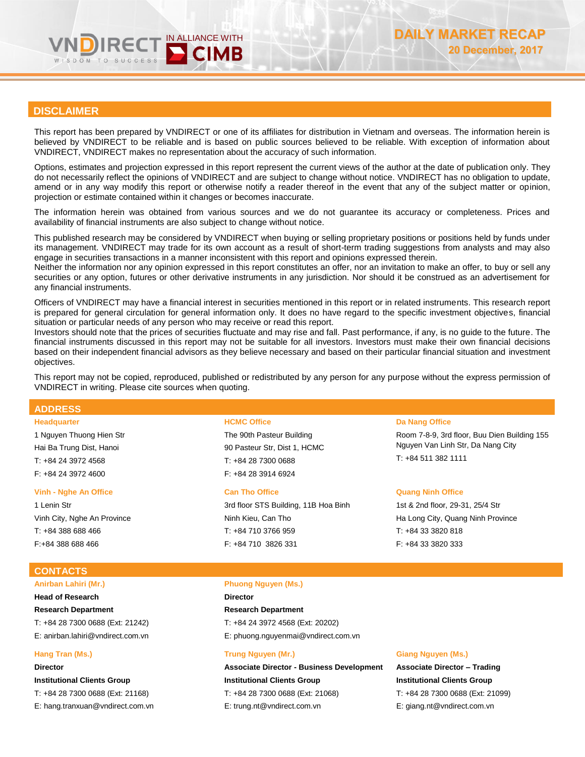# DAILY MARKET RECAP

20 December, 2017

## DISCLAIMER

This report has been prepared by VNDIRECT or one of its affiliates for distribution in Vietnam and overseas. The information herein is believed by VNDIRECT to be reliable and is based on public sources believed to be reliable. With exception of information about VNDIRECT, VNDIRECT makes no representation about the accuracy of such information.

Options, estimates and projection expressed in this report represent the current views of the author at the date of publication only. They do not necessarily reflect the opinions of VNDIRECT and are subject to change without notice. VNDIRECT has no obligation to update, amend or in any way modify this report or otherwise notify a reader thereof in the event that any of the subject matter or opinion, projection or estimate contained within it changes or becomes inaccurate.

The information herein was obtained from various sources and we do not guarantee its accuracy or completeness. Prices and availability of financial instruments are also subject to change without notice.

This published research may be considered by VNDIRECT when buying or selling proprietary positions or positions held by funds under its management. VNDIRECT may trade for its own account as a result of short-term trading suggestions from analysts and may also engage in securities transactions in a manner inconsistent with this report and opinions expressed therein.
Neither the information nor any opinion expressed in this report constitutes an offer, nor an invitation to make an offer, to buy or sell any securities or any option, futures or other derivative instruments in any jurisdiction. Nor should it be construed as an advertisement for any financial instruments.

Officers of VNDIRECT may have a financial interest in securities mentioned in this report or in related instruments. This research report is prepared for general circulation for general information only. It does no have regard to the specific investment objectives, financial situation or particular needs of any person who may receive or read this report.
Investors should note that the prices of securities fluctuate and may rise and fall. Past performance, if any, is no guide to the future. The financial instruments discussed in this report may not be suitable for all investors. Investors must make their own financial decisions based on their independent financial advisors as they believe necessary and based on their particular financial situation and investment objectives.

This report may not be copied, reproduced, published or redistributed by any person for any purpose without the express permission of VNDIRECT in writing. Please cite sources when quoting.

## ADDRESS

**Headquarter**
1 Nguyen Thuong Hien Str
Hai Ba Trung Dist, Hanoi
T: +84 24 3972 4568
F: +84 24 3972 4600

**HCMC Office**
The 90th Pasteur Building
90 Pasteur Str, Dist 1, HCMC
T: +84 28 7300 0688
F: +84 28 3914 6924

**Da Nang Office**
Room 7-8-9, 3rd floor, Buu Dien Building 155 Nguyen Van Linh Str, Da Nang City
T: +84 511 382 1111

**Vinh - Nghe An Office**
1 Lenin Str
Vinh City, Nghe An Province
T: +84 388 688 466
F:+84 388 688 466

**Can Tho Office**
3rd floor STS Building, 11B Hoa Binh
Ninh Kieu, Can Tho
T: +84 710 3766 959
F: +84 710 3826 331

**Quang Ninh Office**
1st & 2nd floor, 29-31, 25/4 Str
Ha Long City, Quang Ninh Province
T: +84 33 3820 818
F: +84 33 3820 333

## CONTACTS

**Anirban Lahiri (Mr.)**
**Head of Research**
**Research Department**
T: +84 28 7300 0688 (Ext: 21242)
E: anirban.lahiri@vndirect.com.vn

**Phuong Nguyen (Ms.)**
**Director**
**Research Department**
T: +84 24 3972 4568 (Ext: 20202)
E: phuong.nguyenmai@vndirect.com.vn

**Hang Tran (Ms.)**
**Director**
**Institutional Clients Group**
T: +84 28 7300 0688 (Ext: 21168)
E: hang.tranxuan@vndirect.com.vn

**Trung Nguyen (Mr.)**
**Associate Director - Business Development**
**Institutional Clients Group**
T: +84 28 7300 0688 (Ext: 21068)
E: trung.nt@vndirect.com.vn

**Giang Nguyen (Ms.)**
**Associate Director – Trading**
**Institutional Clients Group**
T: +84 28 7300 0688 (Ext: 21099)
E: giang.nt@vndirect.com.vn